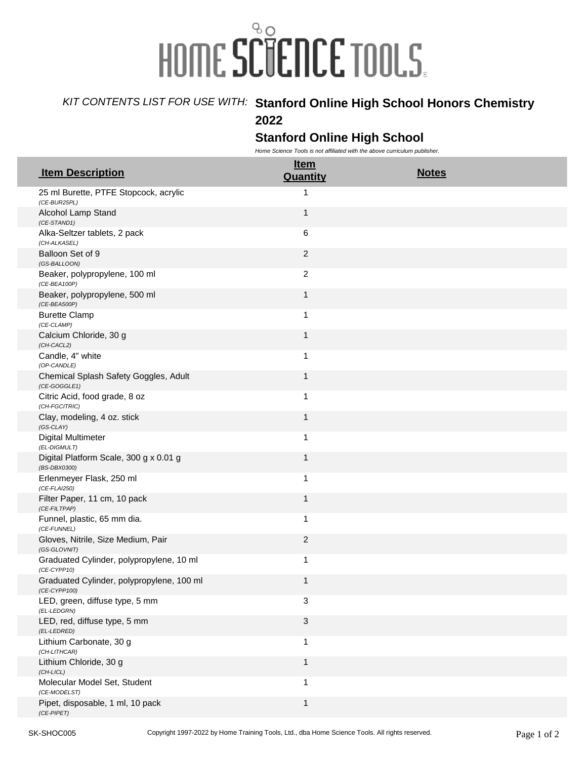# HOME SCIENCE TOOLS

KIT CONTENTS LIST FOR USE WITH: **Stanford Online High School Honors Chemistry 2022**

**Stanford Online High School**

*Home Science Tools is not affiliated with the above curriculum publisher.*

| Item Description | Item Quantity | Notes |
|---|---|---|
| 25 ml Burette, PTFE Stopcock, acrylic *(CE-BUR25PL)* | 1 | |
| Alcohol Lamp Stand *(CE-STAND1)* | 1 | |
| Alka-Seltzer tablets, 2 pack *(CH-ALKASEL)* | 6 | |
| Balloon Set of 9 *(GS-BALLOON)* | 2 | |
| Beaker, polypropylene, 100 ml *(CE-BEA100P)* | 2 | |
| Beaker, polypropylene, 500 ml *(CE-BEA500P)* | 1 | |
| Burette Clamp *(CE-CLAMP)* | 1 | |
| Calcium Chloride, 30 g *(CH-CACL2)* | 1 | |
| Candle, 4" white *(OP-CANDLE)* | 1 | |
| Chemical Splash Safety Goggles, Adult *(CE-GOGGLE1)* | 1 | |
| Citric Acid, food grade, 8 oz *(CH-FGCITRIC)* | 1 | |
| Clay, modeling, 4 oz. stick *(GS-CLAY)* | 1 | |
| Digital Multimeter *(EL-DIGMULT)* | 1 | |
| Digital Platform Scale, 300 g x 0.01 g *(BS-DBX0300)* | 1 | |
| Erlenmeyer Flask, 250 ml *(CE-FLAI250)* | 1 | |
| Filter Paper, 11 cm, 10 pack *(CE-FILTPAP)* | 1 | |
| Funnel, plastic, 65 mm dia. *(CE-FUNNEL)* | 1 | |
| Gloves, Nitrile, Size Medium, Pair *(GS-GLOVNIT)* | 2 | |
| Graduated Cylinder, polypropylene, 10 ml *(CE-CYPP10)* | 1 | |
| Graduated Cylinder, polypropylene, 100 ml *(CE-CYPP100)* | 1 | |
| LED, green, diffuse type, 5 mm *(EL-LEDGRN)* | 3 | |
| LED, red, diffuse type, 5 mm *(EL-LEDRED)* | 3 | |
| Lithium Carbonate, 30 g *(CH-LITHCAR)* | 1 | |
| Lithium Chloride, 30 g *(CH-LICL)* | 1 | |
| Molecular Model Set, Student *(CE-MODELST)* | 1 | |
| Pipet, disposable, 1 ml, 10 pack *(CE-PIPET)* | 1 | |

SK-SHOC005 Copyright 1997-2022 by Home Training Tools, Ltd., dba Home Science Tools. All rights reserved.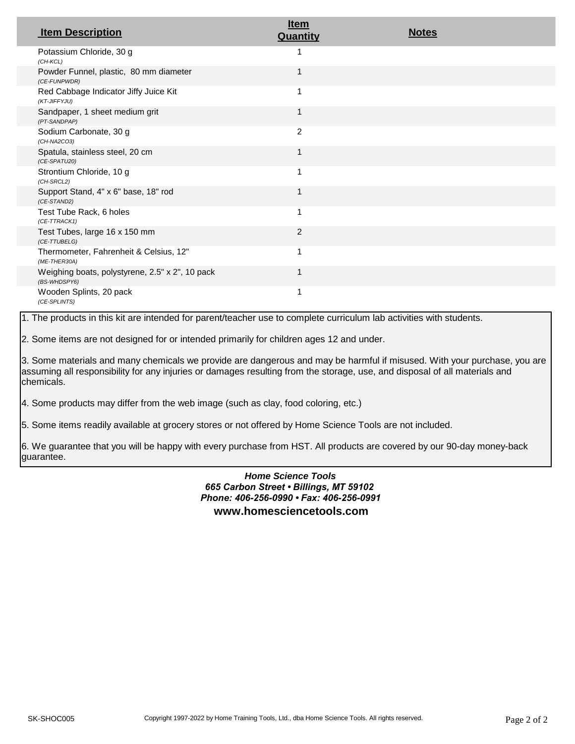| Item Description | Item Quantity | Notes |
|---|---|---|
| Potassium Chloride, 30 g<br>*(CH-KCL)* | 1 | |
| Powder Funnel, plastic, 80 mm diameter<br>*(CE-FUNPWDR)* | 1 | |
| Red Cabbage Indicator Jiffy Juice Kit<br>*(KT-JIFFYJU)* | 1 | |
| Sandpaper, 1 sheet medium grit<br>*(PT-SANDPAP)* | 1 | |
| Sodium Carbonate, 30 g<br>*(CH-NA2CO3)* | 2 | |
| Spatula, stainless steel, 20 cm<br>*(CE-SPATU20)* | 1 | |
| Strontium Chloride, 10 g<br>*(CH-SRCL2)* | 1 | |
| Support Stand, 4" x 6" base, 18" rod<br>*(CE-STAND2)* | 1 | |
| Test Tube Rack, 6 holes<br>*(CE-TTRACK1)* | 1 | |
| Test Tubes, large 16 x 150 mm<br>*(CE-TTUBELG)* | 2 | |
| Thermometer, Fahrenheit & Celsius, 12"<br>*(ME-THER30A)* | 1 | |
| Weighing boats, polystyrene, 2.5" x 2", 10 pack<br>*(BS-WHDSPY6)* | 1 | |
| Wooden Splints, 20 pack<br>*(CE-SPLINTS)* | 1 | |

1. The products in this kit are intended for parent/teacher use to complete curriculum lab activities with students.

2. Some items are not designed for or intended primarily for children ages 12 and under.

3. Some materials and many chemicals we provide are dangerous and may be harmful if misused. With your purchase, you are assuming all responsibility for any injuries or damages resulting from the storage, use, and disposal of all materials and chemicals.

4. Some products may differ from the web image (such as clay, food coloring, etc.)

5. Some items readily available at grocery stores or not offered by Home Science Tools are not included.

6. We guarantee that you will be happy with every purchase from HST. All products are covered by our 90-day money-back guarantee.

***Home Science Tools***
***665 Carbon Street • Billings, MT 59102***
***Phone: 406-256-0990 • Fax: 406-256-0991***
**www.homesciencetools.com**

SK-SHOC005

Copyright 1997-2022 by Home Training Tools, Ltd., dba Home Science Tools. All rights reserved.